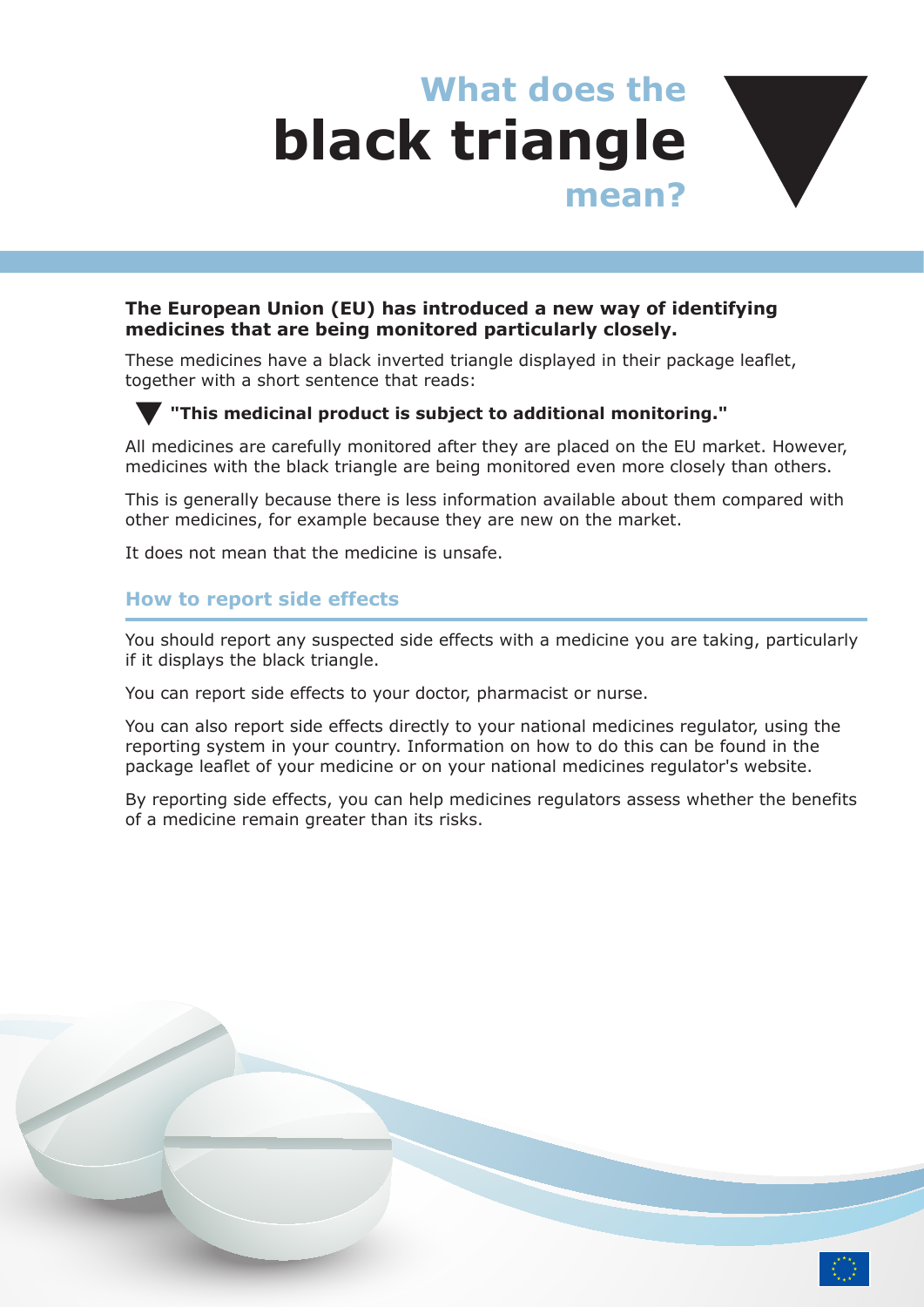# What does the black triangle mean?

**The European Union (EU) has introduced a new way of identifying medicines that are being monitored particularly closely.**

These medicines have a black inverted triangle displayed in their package leaflet, together with a short sentence that reads:

▼ **"This medicinal product is subject to additional monitoring."**

All medicines are carefully monitored after they are placed on the EU market. However, medicines with the black triangle are being monitored even more closely than others.

This is generally because there is less information available about them compared with other medicines, for example because they are new on the market.

It does not mean that the medicine is unsafe.

## How to report side effects

You should report any suspected side effects with a medicine you are taking, particularly if it displays the black triangle.

You can report side effects to your doctor, pharmacist or nurse.

You can also report side effects directly to your national medicines regulator, using the reporting system in your country. Information on how to do this can be found in the package leaflet of your medicine or on your national medicines regulator's website.

By reporting side effects, you can help medicines regulators assess whether the benefits of a medicine remain greater than its risks.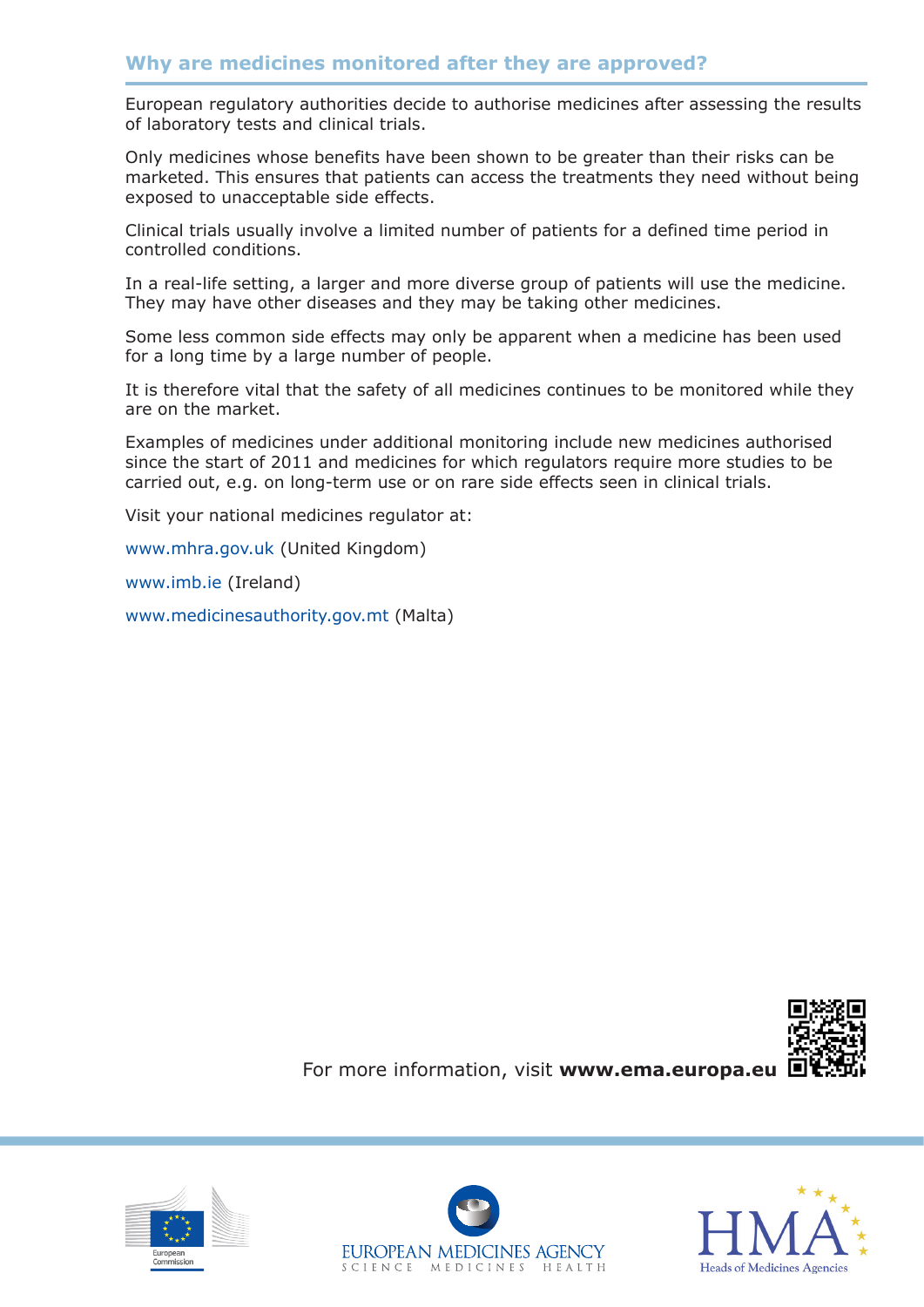## Why are medicines monitored after they are approved?

European regulatory authorities decide to authorise medicines after assessing the results of laboratory tests and clinical trials.

Only medicines whose benefits have been shown to be greater than their risks can be marketed. This ensures that patients can access the treatments they need without being exposed to unacceptable side effects.

Clinical trials usually involve a limited number of patients for a defined time period in controlled conditions.

In a real-life setting, a larger and more diverse group of patients will use the medicine. They may have other diseases and they may be taking other medicines.

Some less common side effects may only be apparent when a medicine has been used for a long time by a large number of people.

It is therefore vital that the safety of all medicines continues to be monitored while they are on the market.

Examples of medicines under additional monitoring include new medicines authorised since the start of 2011 and medicines for which regulators require more studies to be carried out, e.g. on long-term use or on rare side effects seen in clinical trials.

Visit your national medicines regulator at:

www.mhra.gov.uk (United Kingdom)

www.imb.ie (Ireland)

www.medicinesauthority.gov.mt (Malta)

For more information, visit **www.ema.europa.eu**

European Commission

EUROPEAN MEDICINES AGENCY
SCIENCE MEDICINES HEALTH

HMA
Heads of Medicines Agencies